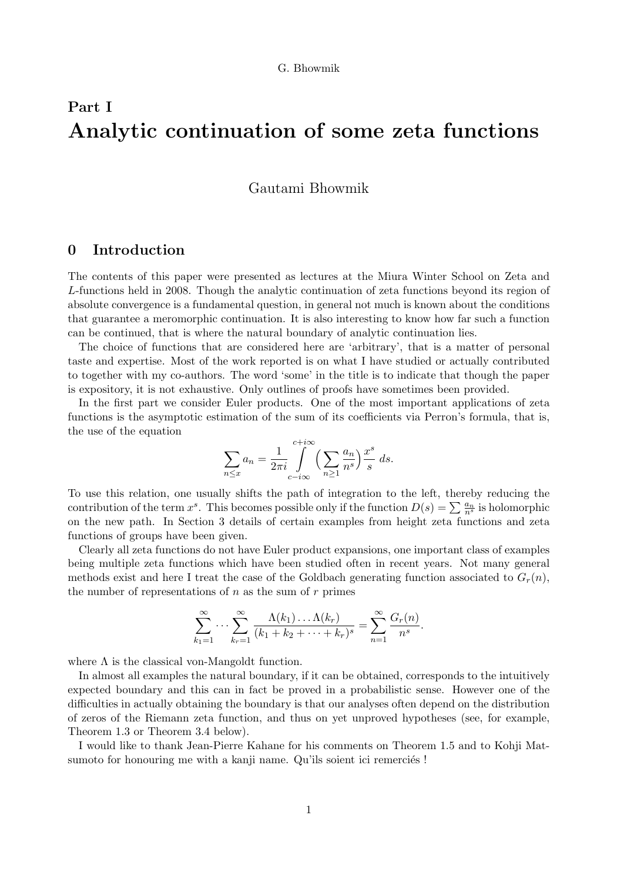# Part I

# Analytic continuation of some zeta functions

Gautami Bhowmik

## 0 Introduction

The contents of this paper were presented as lectures at the Miura Winter School on Zeta and $L$-functions held in 2008. Though the analytic continuation of zeta functions beyond its region of absolute convergence is a fundamental question, in general not much is known about the conditions that guarantee a meromorphic continuation. It is also interesting to know how far such a function can be continued, that is where the natural boundary of analytic continuation lies.

The choice of functions that are considered here are 'arbitrary', that is a matter of personal taste and expertise. Most of the work reported is on what I have studied or actually contributed to together with my co-authors. The word 'some' in the title is to indicate that though the paper is expository, it is not exhaustive. Only outlines of proofs have sometimes been provided.

In the first part we consider Euler products. One of the most important applications of zeta functions is the asymptotic estimation of the sum of its coefficients via Perron's formula, that is, the use of the equation

$$\sum_{n \leq x} a_n = \frac{1}{2\pi i} \int_{c-i\infty}^{c+i\infty} \Big( \sum_{n \geq 1} \frac{a_n}{n^s} \Big) \frac{x^s}{s} \, ds.$$

To use this relation, one usually shifts the path of integration to the left, thereby reducing the contribution of the term $x^s$. This becomes possible only if the function $D(s) = \sum \frac{a_n}{n^s}$ is holomorphic on the new path. In Section 3 details of certain examples from height zeta functions and zeta functions of groups have been given.

Clearly all zeta functions do not have Euler product expansions, one important class of examples being multiple zeta functions which have been studied often in recent years. Not many general methods exist and here I treat the case of the Goldbach generating function associated to $G_r(n)$, the number of representations of $n$ as the sum of $r$ primes

$$\sum_{k_1=1}^{\infty} \cdots \sum_{k_r=1}^{\infty} \frac{\Lambda(k_1) \dots \Lambda(k_r)}{(k_1 + k_2 + \cdots + k_r)^s} = \sum_{n=1}^{\infty} \frac{G_r(n)}{n^s}.$$

where $\Lambda$ is the classical von-Mangoldt function.

In almost all examples the natural boundary, if it can be obtained, corresponds to the intuitively expected boundary and this can in fact be proved in a probabilistic sense. However one of the difficulties in actually obtaining the boundary is that our analyses often depend on the distribution of zeros of the Riemann zeta function, and thus on yet unproved hypotheses (see, for example, Theorem 1.3 or Theorem 3.4 below).

I would like to thank Jean-Pierre Kahane for his comments on Theorem 1.5 and to Kohji Matsumoto for honouring me with a kanji name. Qu'ils soient ici remerciés !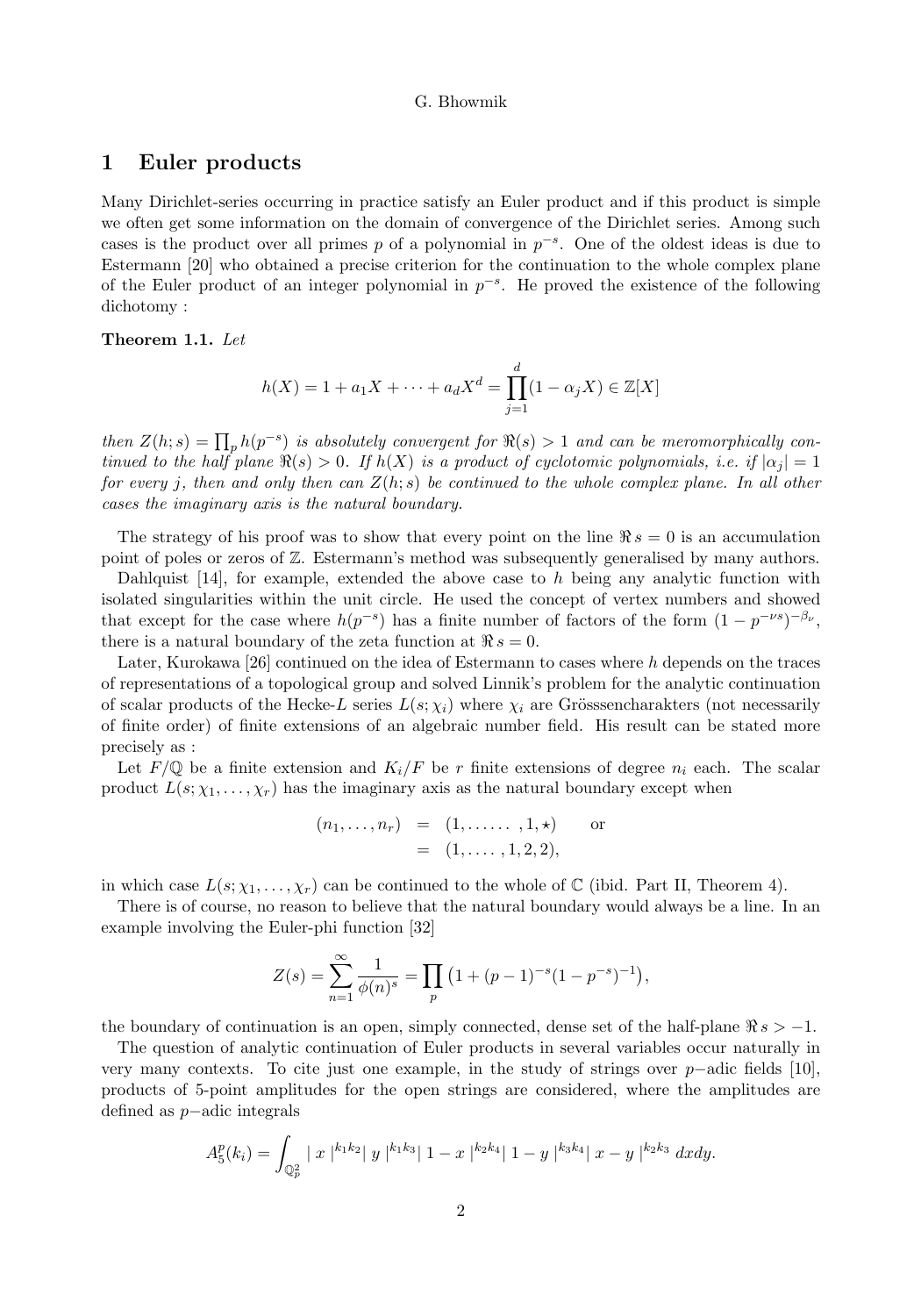## 1 Euler products

Many Dirichlet-series occurring in practice satisfy an Euler product and if this product is simple we often get some information on the domain of convergence of the Dirichlet series. Among such cases is the product over all primes $p$ of a polynomial in $p^{-s}$. One of the oldest ideas is due to Estermann [20] who obtained a precise criterion for the continuation to the whole complex plane of the Euler product of an integer polynomial in $p^{-s}$. He proved the existence of the following dichotomy :

**Theorem 1.1.** *Let*

$$h(X) = 1 + a_1 X + \cdots + a_d X^d = \prod_{j=1}^{d} (1 - \alpha_j X) \in \mathbb{Z}[X]$$

*then $Z(h; s) = \prod_p h(p^{-s})$ is absolutely convergent for $\Re(s) > 1$ and can be meromorphically continued to the half plane $\Re(s) > 0$. If $h(X)$ is a product of cyclotomic polynomials, i.e. if $|\alpha_j| = 1$ for every $j$, then and only then can $Z(h; s)$ be continued to the whole complex plane. In all other cases the imaginary axis is the natural boundary.*

The strategy of his proof was to show that every point on the line $\Re s = 0$ is an accumulation point of poles or zeros of $\mathbb{Z}$. Estermann's method was subsequently generalised by many authors.

Dahlquist [14], for example, extended the above case to $h$ being any analytic function with isolated singularities within the unit circle. He used the concept of vertex numbers and showed that except for the case where $h(p^{-s})$ has a finite number of factors of the form $(1 - p^{-\nu s})^{-\beta_\nu}$, there is a natural boundary of the zeta function at $\Re s = 0$.

Later, Kurokawa [26] continued on the idea of Estermann to cases where $h$ depends on the traces of representations of a topological group and solved Linnik's problem for the analytic continuation of scalar products of the Hecke-$L$ series $L(s; \chi_i)$ where $\chi_i$ are Grösssencharakters (not necessarily of finite order) of finite extensions of an algebraic number field. His result can be stated more precisely as :

Let $F/\mathbb{Q}$ be a finite extension and $K_i/F$ be $r$ finite extensions of degree $n_i$ each. The scalar product $L(s; \chi_1, \ldots, \chi_r)$ has the imaginary axis as the natural boundary except when

$$\begin{aligned} (n_1, \ldots, n_r) &= (1, \ldots\ldots, 1, \star) \qquad \text{or} \\ &= (1, \ldots., 1, 2, 2), \end{aligned}$$

in which case $L(s; \chi_1, \ldots, \chi_r)$ can be continued to the whole of $\mathbb{C}$ (ibid. Part II, Theorem 4).

There is of course, no reason to believe that the natural boundary would always be a line. In an example involving the Euler-phi function [32]

$$Z(s) = \sum_{n=1}^{\infty} \frac{1}{\phi(n)^s} = \prod_p \left(1 + (p-1)^{-s}(1 - p^{-s})^{-1}\right),$$

the boundary of continuation is an open, simply connected, dense set of the half-plane $\Re s > -1$.

The question of analytic continuation of Euler products in several variables occur naturally in very many contexts. To cite just one example, in the study of strings over $p$−adic fields [10], products of 5-point amplitudes for the open strings are considered, where the amplitudes are defined as $p$−adic integrals

$$A_5^p(k_i) = \int_{\mathbb{Q}_p^2} |\, x \,|^{k_1 k_2} |\, y \,|^{k_1 k_3} |\, 1 - x \,|^{k_2 k_4} |\, 1 - y \,|^{k_3 k_4} |\, x - y \,|^{k_2 k_3} \, dx dy.$$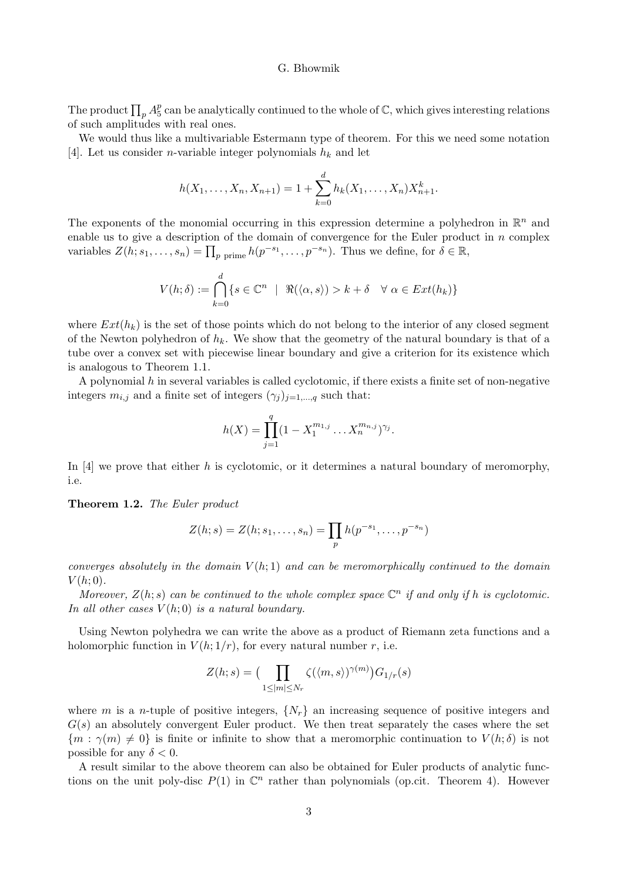The product $\prod_p A_5^p$ can be analytically continued to the whole of $\mathbb{C}$, which gives interesting relations of such amplitudes with real ones.

We would thus like a multivariable Estermann type of theorem. For this we need some notation [4]. Let us consider $n$-variable integer polynomials $h_k$ and let

$$h(X_1, \ldots, X_n, X_{n+1}) = 1 + \sum_{k=0}^{d} h_k(X_1, \ldots, X_n) X_{n+1}^k.$$

The exponents of the monomial occurring in this expression determine a polyhedron in $\mathbb{R}^n$ and enable us to give a description of the domain of convergence for the Euler product in $n$ complex variables $Z(h; s_1, \ldots, s_n) = \prod_{p \text{ prime}} h(p^{-s_1}, \ldots, p^{-s_n})$. Thus we define, for $\delta \in \mathbb{R}$,

$$V(h; \delta) := \bigcap_{k=0}^{d} \{ s \in \mathbb{C}^n \;\mid\; \Re(\langle \alpha, s \rangle) > k + \delta \quad \forall\, \alpha \in Ext(h_k) \}$$

where $Ext(h_k)$ is the set of those points which do not belong to the interior of any closed segment of the Newton polyhedron of $h_k$. We show that the geometry of the natural boundary is that of a tube over a convex set with piecewise linear boundary and give a criterion for its existence which is analogous to Theorem 1.1.

A polynomial $h$ in several variables is called cyclotomic, if there exists a finite set of non-negative integers $m_{i,j}$ and a finite set of integers $(\gamma_j)_{j=1,\ldots,q}$ such that:

$$h(X) = \prod_{j=1}^{q} (1 - X_1^{m_{1,j}} \ldots X_n^{m_{n,j}})^{\gamma_j}.$$

In [4] we prove that either $h$ is cyclotomic, or it determines a natural boundary of meromorphy, i.e.

**Theorem 1.2.** *The Euler product*

$$Z(h; s) = Z(h; s_1, \ldots, s_n) = \prod_p h(p^{-s_1}, \ldots, p^{-s_n})$$

*converges absolutely in the domain $V(h; 1)$ and can be meromorphically continued to the domain $V(h; 0)$.*

*Moreover, $Z(h; s)$ can be continued to the whole complex space $\mathbb{C}^n$ if and only if $h$ is cyclotomic. In all other cases $V(h; 0)$ is a natural boundary.*

Using Newton polyhedra we can write the above as a product of Riemann zeta functions and a holomorphic function in $V(h; 1/r)$, for every natural number $r$, i.e.

$$Z(h; s) = \big( \prod_{1 \le |m| \le N_r} \zeta(\langle m, s \rangle)^{\gamma(m)} \big) G_{1/r}(s)$$

where $m$ is a $n$-tuple of positive integers, $\{N_r\}$ an increasing sequence of positive integers and $G(s)$ an absolutely convergent Euler product. We then treat separately the cases where the set $\{m : \gamma(m) \neq 0\}$ is finite or infinite to show that a meromorphic continuation to $V(h; \delta)$ is not possible for any $\delta < 0$.

A result similar to the above theorem can also be obtained for Euler products of analytic functions on the unit poly-disc $P(1)$ in $\mathbb{C}^n$ rather than polynomials (op.cit. Theorem 4). However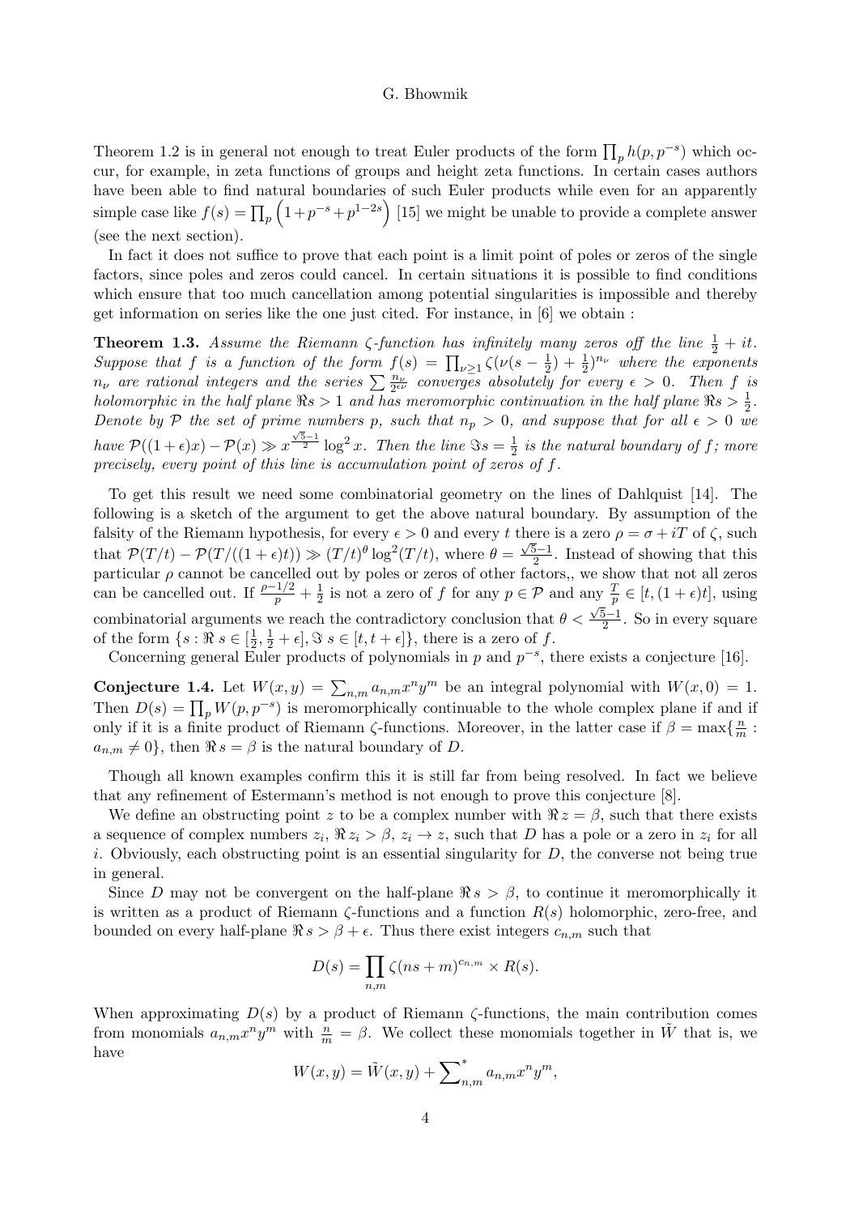Theorem 1.2 is in general not enough to treat Euler products of the form $\prod_p h(p, p^{-s})$ which occur, for example, in zeta functions of groups and height zeta functions. In certain cases authors have been able to find natural boundaries of such Euler products while even for an apparently simple case like $f(s) = \prod_p \left(1+p^{-s}+p^{1-2s}\right)$ [15] we might be unable to provide a complete answer (see the next section).

In fact it does not suffice to prove that each point is a limit point of poles or zeros of the single factors, since poles and zeros could cancel. In certain situations it is possible to find conditions which ensure that too much cancellation among potential singularities is impossible and thereby get information on series like the one just cited. For instance, in [6] we obtain :

**Theorem 1.3.** *Assume the Riemann ζ-function has infinitely many zeros off the line $\frac{1}{2}+it$. Suppose that $f$ is a function of the form $f(s) = \prod_{\nu\geq 1}\zeta(\nu(s-\frac{1}{2})+\frac{1}{2})^{n_\nu}$ where the exponents $n_\nu$ are rational integers and the series $\sum \frac{n_\nu}{2^{\epsilon\nu}}$ converges absolutely for every $\epsilon>0$. Then $f$ is holomorphic in the half plane $\Re s>1$ and has meromorphic continuation in the half plane $\Re s>\frac{1}{2}$. Denote by $\mathcal{P}$ the set of prime numbers $p$, such that $n_p>0$, and suppose that for all $\epsilon>0$ we have $\mathcal{P}((1+\epsilon)x)-\mathcal{P}(x)\gg x^{\frac{\sqrt{5}-1}{2}}\log^2 x$. Then the line $\Im s=\frac{1}{2}$ is the natural boundary of $f$; more precisely, every point of this line is accumulation point of zeros of $f$.*

To get this result we need some combinatorial geometry on the lines of Dahlquist [14]. The following is a sketch of the argument to get the above natural boundary. By assumption of the falsity of the Riemann hypothesis, for every $\epsilon>0$ and every $t$ there is a zero $\rho=\sigma+iT$ of $\zeta$, such that $\mathcal{P}(T/t)-\mathcal{P}(T/((1+\epsilon)t))\gg (T/t)^\theta\log^2(T/t)$, where $\theta=\frac{\sqrt{5}-1}{2}$. Instead of showing that this particular $\rho$ cannot be cancelled out by poles or zeros of other factors,, we show that not all zeros can be cancelled out. If $\frac{\rho-1/2}{p}+\frac{1}{2}$ is not a zero of $f$ for any $p\in\mathcal{P}$ and any $\frac{T}{p}\in[t,(1+\epsilon)t]$, using combinatorial arguments we reach the contradictory conclusion that $\theta<\frac{\sqrt{5}-1}{2}$. So in every square of the form $\{s:\Re s\in[\frac{1}{2},\frac{1}{2}+\epsilon],\Im s\in[t,t+\epsilon]\}$, there is a zero of $f$.

Concerning general Euler products of polynomials in $p$ and $p^{-s}$, there exists a conjecture [16].

**Conjecture 1.4.** Let $W(x,y)=\sum_{n,m}a_{n,m}x^ny^m$ be an integral polynomial with $W(x,0)=1$. Then $D(s)=\prod_p W(p,p^{-s})$ is meromorphically continuable to the whole complex plane if and only if it is a finite product of Riemann ζ-functions. Moreover, in the latter case if $\beta=\max\{\frac{n}{m}: a_{n,m}\neq 0\}$, then $\Re s=\beta$ is the natural boundary of $D$.

Though all known examples confirm this it is still far from being resolved. In fact we believe that any refinement of Estermann's method is not enough to prove this conjecture [8].

We define an obstructing point $z$ to be a complex number with $\Re z=\beta$, such that there exists a sequence of complex numbers $z_i$, $\Re z_i>\beta$, $z_i\to z$, such that $D$ has a pole or a zero in $z_i$ for all $i$. Obviously, each obstructing point is an essential singularity for $D$, the converse not being true in general.

Since $D$ may not be convergent on the half-plane $\Re s>\beta$, to continue it meromorphically it is written as a product of Riemann ζ-functions and a function $R(s)$ holomorphic, zero-free, and bounded on every half-plane $\Re s>\beta+\epsilon$. Thus there exist integers $c_{n,m}$ such that

$$D(s)=\prod_{n,m}\zeta(ns+m)^{c_{n,m}}\times R(s).$$

When approximating $D(s)$ by a product of Riemann ζ-functions, the main contribution comes from monomials $a_{n,m}x^ny^m$ with $\frac{n}{m}=\beta$. We collect these monomials together in $\tilde{W}$ that is, we have

$$W(x,y)=\tilde{W}(x,y)+\sum\nolimits^*_{n,m}a_{n,m}x^ny^m,$$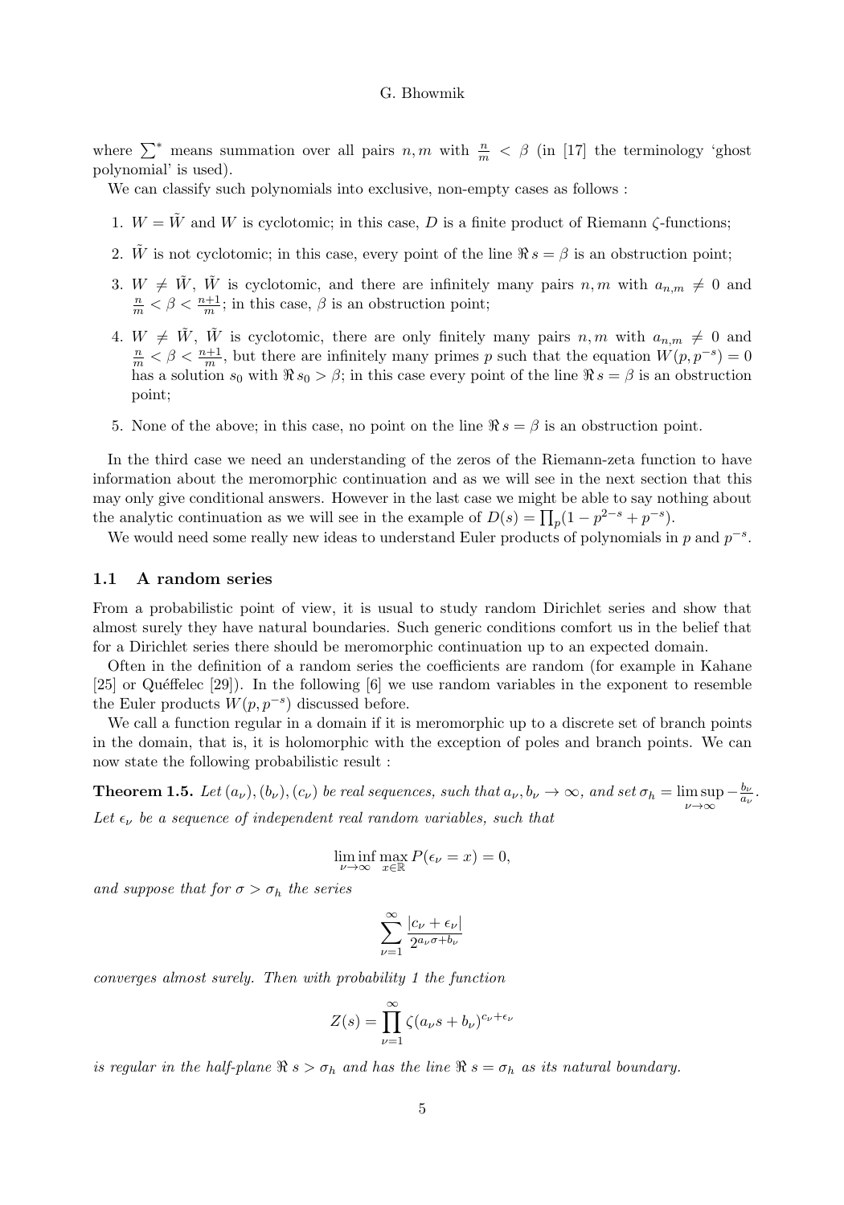where $\sum^*$ means summation over all pairs $n, m$ with $\frac{n}{m} < \beta$ (in [17] the terminology 'ghost polynomial' is used).

We can classify such polynomials into exclusive, non-empty cases as follows :

1. $W = \tilde{W}$ and $W$ is cyclotomic; in this case, $D$ is a finite product of Riemann $\zeta$-functions;
2. $\tilde{W}$ is not cyclotomic; in this case, every point of the line $\Re s = \beta$ is an obstruction point;
3. $W \neq \tilde{W}$, $\tilde{W}$ is cyclotomic, and there are infinitely many pairs $n, m$ with $a_{n,m} \neq 0$ and $\frac{n}{m} < \beta < \frac{n+1}{m}$; in this case, $\beta$ is an obstruction point;
4. $W \neq \tilde{W}$, $\tilde{W}$ is cyclotomic, there are only finitely many pairs $n, m$ with $a_{n,m} \neq 0$ and $\frac{n}{m} < \beta < \frac{n+1}{m}$, but there are infinitely many primes $p$ such that the equation $W(p, p^{-s}) = 0$ has a solution $s_0$ with $\Re s_0 > \beta$; in this case every point of the line $\Re s = \beta$ is an obstruction point;
5. None of the above; in this case, no point on the line $\Re s = \beta$ is an obstruction point.

In the third case we need an understanding of the zeros of the Riemann-zeta function to have information about the meromorphic continuation and as we will see in the next section that this may only give conditional answers. However in the last case we might be able to say nothing about the analytic continuation as we will see in the example of $D(s) = \prod_p (1 - p^{2-s} + p^{-s})$.

We would need some really new ideas to understand Euler products of polynomials in $p$ and $p^{-s}$.

### 1.1 A random series

From a probabilistic point of view, it is usual to study random Dirichlet series and show that almost surely they have natural boundaries. Such generic conditions comfort us in the belief that for a Dirichlet series there should be meromorphic continuation up to an expected domain.

Often in the definition of a random series the coefficients are random (for example in Kahane [25] or Quéffelec [29]). In the following [6] we use random variables in the exponent to resemble the Euler products $W(p, p^{-s})$ discussed before.

We call a function regular in a domain if it is meromorphic up to a discrete set of branch points in the domain, that is, it is holomorphic with the exception of poles and branch points. We can now state the following probabilistic result :

**Theorem 1.5.** *Let $(a_\nu), (b_\nu), (c_\nu)$ be real sequences, such that $a_\nu, b_\nu \to \infty$, and set $\sigma_h = \limsup_{\nu \to \infty} -\frac{b_\nu}{a_\nu}$. Let $\epsilon_\nu$ be a sequence of independent real random variables, such that*

$$\liminf_{\nu \to \infty} \max_{x \in \mathbb{R}} P(\epsilon_\nu = x) = 0,$$

*and suppose that for $\sigma > \sigma_h$ the series*

$$\sum_{\nu=1}^{\infty} \frac{|c_\nu + \epsilon_\nu|}{2^{a_\nu \sigma + b_\nu}}$$

*converges almost surely. Then with probability 1 the function*

$$Z(s) = \prod_{\nu=1}^{\infty} \zeta(a_\nu s + b_\nu)^{c_\nu + \epsilon_\nu}$$

*is regular in the half-plane $\Re\, s > \sigma_h$ and has the line $\Re\, s = \sigma_h$ as its natural boundary.*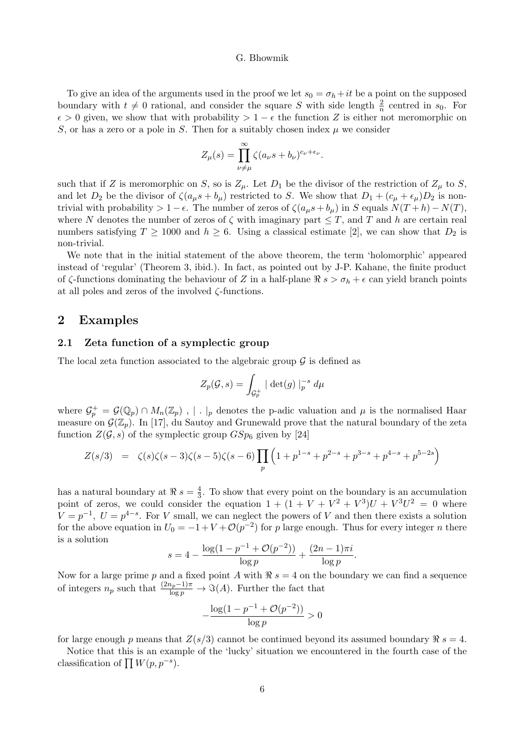To give an idea of the arguments used in the proof we let $s_0 = \sigma_h + it$ be a point on the supposed boundary with $t \neq 0$ rational, and consider the square $S$ with side length $\frac{2}{n}$ centred in $s_0$. For $\epsilon > 0$ given, we show that with probability $> 1 - \epsilon$ the function $Z$ is either not meromorphic on $S$, or has a zero or a pole in $S$. Then for a suitably chosen index $\mu$ we consider

$$Z_\mu(s) = \prod_{\nu \neq \mu}^{\infty} \zeta(a_\nu s + b_\nu)^{c_\nu + \epsilon_\nu}.$$

such that if $Z$ is meromorphic on $S$, so is $Z_\mu$. Let $D_1$ be the divisor of the restriction of $Z_\mu$ to $S$, and let $D_2$ be the divisor of $\zeta(a_\mu s + b_\mu)$ restricted to $S$. We show that $D_1 + (c_\mu + \epsilon_\mu) D_2$ is non-trivial with probability $> 1 - \epsilon$. The number of zeros of $\zeta(a_\mu s + b_\mu)$ in $S$ equals $N(T + h) - N(T)$, where $N$ denotes the number of zeros of $\zeta$ with imaginary part $\leq T$, and $T$ and $h$ are certain real numbers satisfying $T \geq 1000$ and $h \geq 6$. Using a classical estimate [2], we can show that $D_2$ is non-trivial.

We note that in the initial statement of the above theorem, the term 'holomorphic' appeared instead of 'regular' (Theorem 3, ibid.). In fact, as pointed out by J-P. Kahane, the finite product of $\zeta$-functions dominating the behaviour of $Z$ in a half-plane $\Re\, s > \sigma_h + \epsilon$ can yield branch points at all poles and zeros of the involved $\zeta$-functions.

## 2 Examples

### 2.1 Zeta function of a symplectic group

The local zeta function associated to the algebraic group $\mathcal{G}$ is defined as

$$Z_p(\mathcal{G}, s) = \int_{\mathcal{G}_p^+} |\det(g)|_p^{-s}\, d\mu$$

where $\mathcal{G}_p^+ = \mathcal{G}(\mathbb{Q}_p) \cap M_n(\mathbb{Z}_p)$ , $|\,.\,|_p$ denotes the p-adic valuation and $\mu$ is the normalised Haar measure on $\mathcal{G}(\mathbb{Z}_p)$. In [17], du Sautoy and Grunewald prove that the natural boundary of the zeta function $Z(\mathcal{G}, s)$ of the symplectic group $GSp_6$ given by [24]

$$Z(s/3) \quad = \quad \zeta(s)\zeta(s-3)\zeta(s-5)\zeta(s-6) \prod_p \left(1 + p^{1-s} + p^{2-s} + p^{3-s} + p^{4-s} + p^{5-2s}\right)$$

has a natural boundary at $\Re\, s = \frac{4}{3}$. To show that every point on the boundary is an accumulation point of zeros, we could consider the equation $1 + (1 + V + V^2 + V^3)U + V^3 U^2 = 0$ where $V = p^{-1}$, $U = p^{4-s}$. For $V$ small, we can neglect the powers of $V$ and then there exists a solution for the above equation in $U_0 = -1 + V + \mathcal{O}(p^{-2})$ for $p$ large enough. Thus for every integer $n$ there is a solution

$$s = 4 - \frac{\log(1 - p^{-1} + \mathcal{O}(p^{-2}))}{\log p} + \frac{(2n-1)\pi i}{\log p}.$$

Now for a large prime $p$ and a fixed point $A$ with $\Re\, s = 4$ on the boundary we can find a sequence of integers $n_p$ such that $\frac{(2n_p - 1)\pi}{\log p} \to \Im(A)$. Further the fact that

$$-\frac{\log(1 - p^{-1} + \mathcal{O}(p^{-2}))}{\log p} > 0$$

for large enough $p$ means that $Z(s/3)$ cannot be continued beyond its assumed boundary $\Re\, s = 4$.

Notice that this is an example of the 'lucky' situation we encountered in the fourth case of the classification of $\prod W(p, p^{-s})$.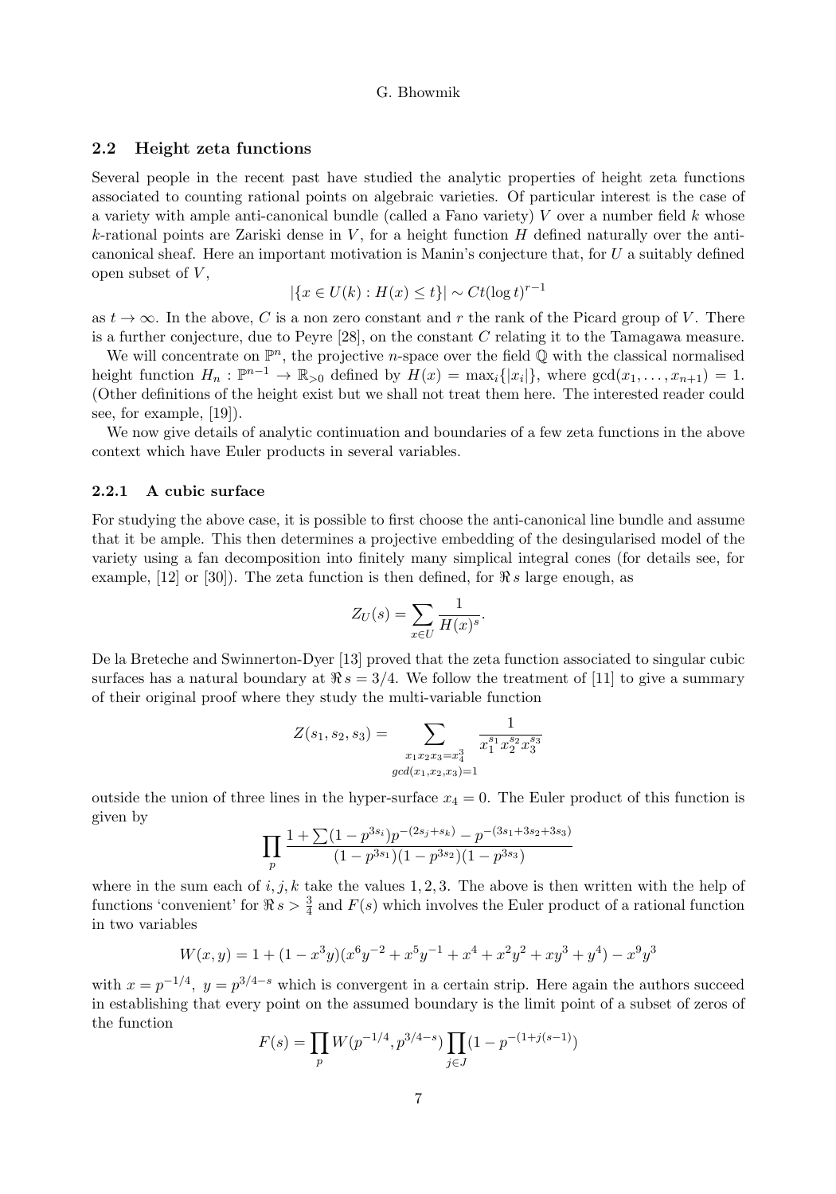### 2.2 Height zeta functions

Several people in the recent past have studied the analytic properties of height zeta functions associated to counting rational points on algebraic varieties. Of particular interest is the case of a variety with ample anti-canonical bundle (called a Fano variety) $V$ over a number field $k$ whose $k$-rational points are Zariski dense in $V$, for a height function $H$ defined naturally over the anti-canonical sheaf. Here an important motivation is Manin's conjecture that, for $U$ a suitably defined open subset of $V$,

$$|\{x \in U(k) : H(x) \leq t\}| \sim Ct(\log t)^{r-1}$$

as $t \to \infty$. In the above, $C$ is a non zero constant and $r$ the rank of the Picard group of $V$. There is a further conjecture, due to Peyre [28], on the constant $C$ relating it to the Tamagawa measure.

We will concentrate on $\mathbb{P}^n$, the projective $n$-space over the field $\mathbb{Q}$ with the classical normalised height function $H_n : \mathbb{P}^{n-1} \to \mathbb{R}_{>0}$ defined by $H(x) = \max_i\{|x_i|\}$, where $\gcd(x_1, \ldots, x_{n+1}) = 1$. (Other definitions of the height exist but we shall not treat them here. The interested reader could see, for example, [19]).

We now give details of analytic continuation and boundaries of a few zeta functions in the above context which have Euler products in several variables.

#### 2.2.1 A cubic surface

For studying the above case, it is possible to first choose the anti-canonical line bundle and assume that it be ample. This then determines a projective embedding of the desingularised model of the variety using a fan decomposition into finitely many simplical integral cones (for details see, for example, [12] or [30]). The zeta function is then defined, for $\Re s$ large enough, as

$$Z_U(s) = \sum_{x \in U} \frac{1}{H(x)^s}.$$

De la Breteche and Swinnerton-Dyer [13] proved that the zeta function associated to singular cubic surfaces has a natural boundary at $\Re s = 3/4$. We follow the treatment of [11] to give a summary of their original proof where they study the multi-variable function

$$Z(s_1, s_2, s_3) = \sum_{\substack{x_1 x_2 x_3 = x_4^3 \\ gcd(x_1, x_2, x_3)=1}} \frac{1}{x_1^{s_1} x_2^{s_2} x_3^{s_3}}$$

outside the union of three lines in the hyper-surface $x_4 = 0$. The Euler product of this function is given by

$$\prod_p \frac{1 + \sum (1 - p^{3s_i}) p^{-(2s_j + s_k)} - p^{-(3s_1 + 3s_2 + 3s_3)}}{(1 - p^{3s_1})(1 - p^{3s_2})(1 - p^{3s_3})}$$

where in the sum each of $i, j, k$ take the values $1, 2, 3$. The above is then written with the help of functions 'convenient' for $\Re s > \frac{3}{4}$ and $F(s)$ which involves the Euler product of a rational function in two variables

$$W(x, y) = 1 + (1 - x^3 y)(x^6 y^{-2} + x^5 y^{-1} + x^4 + x^2 y^2 + x y^3 + y^4) - x^9 y^3$$

with $x = p^{-1/4},\ y = p^{3/4 - s}$ which is convergent in a certain strip. Here again the authors succeed in establishing that every point on the assumed boundary is the limit point of a subset of zeros of the function

$$F(s) = \prod_p W(p^{-1/4}, p^{3/4-s}) \prod_{j \in J} (1 - p^{-(1 + j(s-1)})$$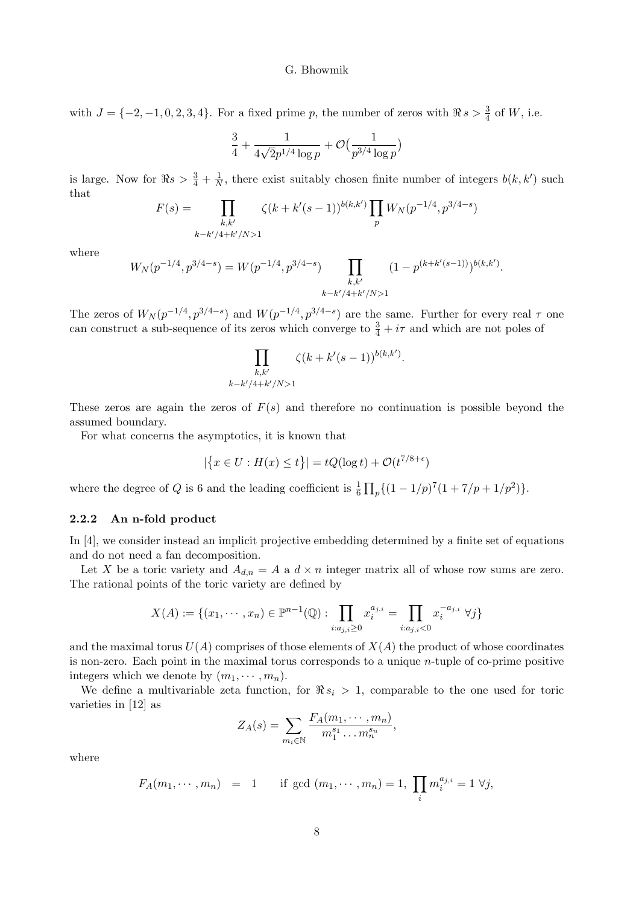with $J = \{-2,-1,0,2,3,4\}$. For a fixed prime $p$, the number of zeros with $\Re s > \frac{3}{4}$ of $W$, i.e.

$$\frac{3}{4} + \frac{1}{4\sqrt{2}p^{1/4}\log p} + \mathcal{O}\big(\frac{1}{p^{3/4}\log p}\big)$$

is large. Now for $\Re s > \frac{3}{4} + \frac{1}{N}$, there exist suitably chosen finite number of integers $b(k,k')$ such that

$$F(s) = \prod_{\substack{k,k' \\ k-k'/4+k'/N>1}} \zeta(k+k'(s-1))^{b(k,k')} \prod_p W_N(p^{-1/4}, p^{3/4-s})$$

where

$$W_N(p^{-1/4}, p^{3/4-s}) = W(p^{-1/4}, p^{3/4-s}) \prod_{\substack{k,k' \\ k-k'/4+k'/N>1}} (1-p^{(k+k'(s-1))})^{b(k,k')}.$$

The zeros of $W_N(p^{-1/4}, p^{3/4-s})$ and $W(p^{-1/4}, p^{3/4-s})$ are the same. Further for every real $\tau$ one can construct a sub-sequence of its zeros which converge to $\frac{3}{4} + i\tau$ and which are not poles of

$$\prod_{\substack{k,k' \\ k-k'/4+k'/N>1}} \zeta(k+k'(s-1))^{b(k,k')}.$$

These zeros are again the zeros of $F(s)$ and therefore no continuation is possible beyond the assumed boundary.

For what concerns the asymptotics, it is known that

$$|\{x \in U : H(x) \le t\}| = tQ(\log t) + \mathcal{O}(t^{7/8+\epsilon})$$

where the degree of $Q$ is 6 and the leading coefficient is $\frac{1}{6}\prod_p\{(1-1/p)^7(1+7/p+1/p^2)\}$.

### 2.2.2 An n-fold product

In [4], we consider instead an implicit projective embedding determined by a finite set of equations and do not need a fan decomposition.

Let $X$ be a toric variety and $A_{d,n} = A$ a $d \times n$ integer matrix all of whose row sums are zero. The rational points of the toric variety are defined by

$$X(A) := \{(x_1, \cdots, x_n) \in \mathbb{P}^{n-1}(\mathbb{Q}) : \prod_{i:a_{j,i}\ge 0} x_i^{a_{j,i}} = \prod_{i:a_{j,i}<0} x_i^{-a_{j,i}} \ \forall j\}$$

and the maximal torus $U(A)$ comprises of those elements of $X(A)$ the product of whose coordinates is non-zero. Each point in the maximal torus corresponds to a unique $n$-tuple of co-prime positive integers which we denote by $(m_1, \cdots, m_n)$.

We define a multivariable zeta function, for $\Re s_i > 1$, comparable to the one used for toric varieties in [12] as

$$Z_A(s) = \sum_{m_i \in \mathbb{N}} \frac{F_A(m_1, \cdots, m_n)}{m_1^{s_1} \dots m_n^{s_n}},$$

where

$$F_A(m_1, \cdots, m_n) \;\; = \;\; 1 \qquad \text{if } \gcd\,(m_1, \cdots, m_n) = 1, \ \prod_i m_i^{a_{j,i}} = 1 \ \forall j,$$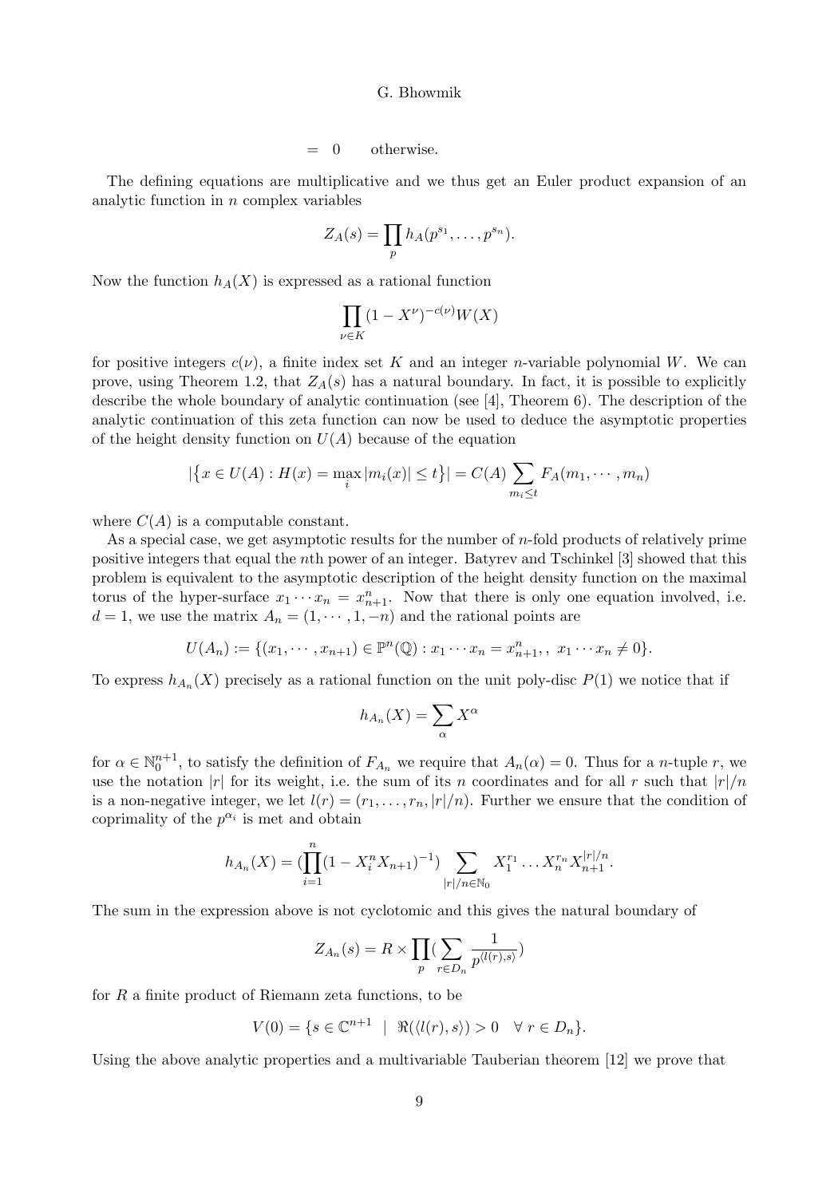$$= \quad 0 \qquad \text{otherwise.}$$

The defining equations are multiplicative and we thus get an Euler product expansion of an analytic function in $n$ complex variables

$$Z_A(s) = \prod_p h_A(p^{s_1}, \ldots, p^{s_n}).$$

Now the function $h_A(X)$ is expressed as a rational function

$$\prod_{\nu \in K} (1 - X^\nu)^{-c(\nu)} W(X)$$

for positive integers $c(\nu)$, a finite index set $K$ and an integer $n$-variable polynomial $W$. We can prove, using Theorem 1.2, that $Z_A(s)$ has a natural boundary. In fact, it is possible to explicitly describe the whole boundary of analytic continuation (see [4], Theorem 6). The description of the analytic continuation of this zeta function can now be used to deduce the asymptotic properties of the height density function on $U(A)$ because of the equation

$$|\{x \in U(A) : H(x) = \max_i |m_i(x)| \le t\}| = C(A) \sum_{m_i \le t} F_A(m_1, \cdots, m_n)$$

where $C(A)$ is a computable constant.

As a special case, we get asymptotic results for the number of $n$-fold products of relatively prime positive integers that equal the $n$th power of an integer. Batyrev and Tschinkel [3] showed that this problem is equivalent to the asymptotic description of the height density function on the maximal torus of the hyper-surface $x_1 \cdots x_n = x_{n+1}^n$. Now that there is only one equation involved, i.e. $d = 1$, we use the matrix $A_n = (1, \cdots, 1, -n)$ and the rational points are

$$U(A_n) := \{(x_1, \cdots, x_{n+1}) \in \mathbb{P}^n(\mathbb{Q}) : x_1 \cdots x_n = x_{n+1}^n, , \ x_1 \cdots x_n \neq 0\}.$$

To express $h_{A_n}(X)$ precisely as a rational function on the unit poly-disc $P(1)$ we notice that if

$$h_{A_n}(X) = \sum_\alpha X^\alpha$$

for $\alpha \in \mathbb{N}_0^{n+1}$, to satisfy the definition of $F_{A_n}$ we require that $A_n(\alpha) = 0$. Thus for a $n$-tuple $r$, we use the notation $|r|$ for its weight, i.e. the sum of its $n$ coordinates and for all $r$ such that $|r|/n$ is a non-negative integer, we let $l(r) = (r_1, \ldots, r_n, |r|/n)$. Further we ensure that the condition of coprimality of the $p^{\alpha_i}$ is met and obtain

$$h_{A_n}(X) = (\prod_{i=1}^n (1 - X_i^n X_{n+1})^{-1}) \sum_{|r|/n \in \mathbb{N}_0} X_1^{r_1} \ldots X_n^{r_n} X_{n+1}^{|r|/n}.$$

The sum in the expression above is not cyclotomic and this gives the natural boundary of

$$Z_{A_n}(s) = R \times \prod_p (\sum_{r \in D_n} \frac{1}{p^{\langle l(r), s \rangle}})$$

for $R$ a finite product of Riemann zeta functions, to be

$$V(0) = \{s \in \mathbb{C}^{n+1} \ \ | \ \ \Re(\langle l(r), s \rangle) > 0 \quad \forall \ r \in D_n\}.$$

Using the above analytic properties and a multivariable Tauberian theorem [12] we prove that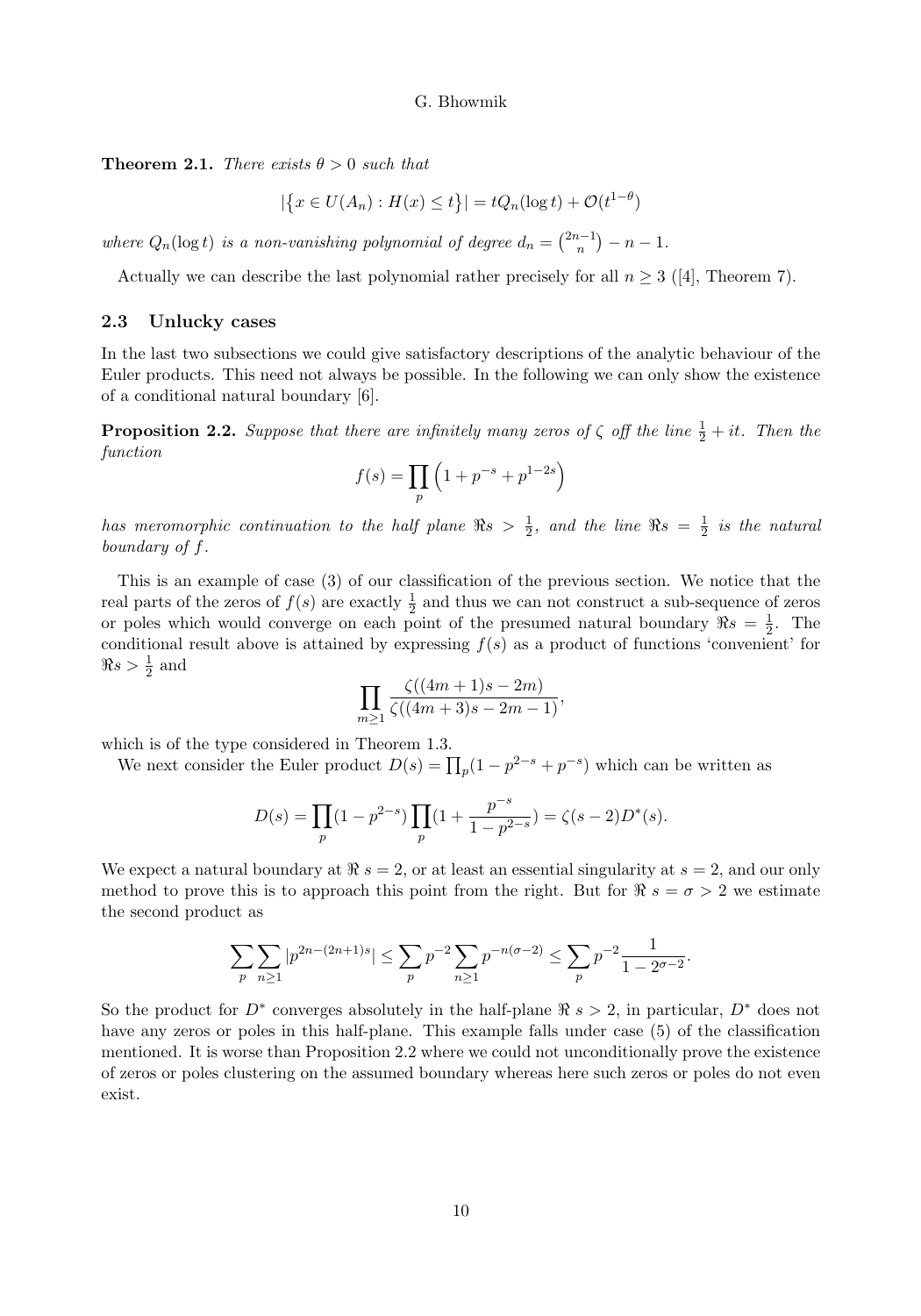**Theorem 2.1.** *There exists $\theta > 0$ such that*

$$|\{x \in U(A_n) : H(x) \leq t\}| = tQ_n(\log t) + \mathcal{O}(t^{1-\theta})$$

*where $Q_n(\log t)$ is a non-vanishing polynomial of degree $d_n = \binom{2n-1}{n} - n - 1$.*

Actually we can describe the last polynomial rather precisely for all $n \geq 3$ ([4], Theorem 7).

### 2.3 Unlucky cases

In the last two subsections we could give satisfactory descriptions of the analytic behaviour of the Euler products. This need not always be possible. In the following we can only show the existence of a conditional natural boundary [6].

**Proposition 2.2.** *Suppose that there are infinitely many zeros of $\zeta$ off the line $\frac{1}{2} + it$. Then the function*

$$f(s) = \prod_p \left(1 + p^{-s} + p^{1-2s}\right)$$

*has meromorphic continuation to the half plane $\Re s > \frac{1}{2}$, and the line $\Re s = \frac{1}{2}$ is the natural boundary of $f$.*

This is an example of case (3) of our classification of the previous section. We notice that the real parts of the zeros of $f(s)$ are exactly $\frac{1}{2}$ and thus we can not construct a sub-sequence of zeros or poles which would converge on each point of the presumed natural boundary $\Re s = \frac{1}{2}$. The conditional result above is attained by expressing $f(s)$ as a product of functions 'convenient' for $\Re s > \frac{1}{2}$ and

$$\prod_{m \geq 1} \frac{\zeta((4m+1)s - 2m)}{\zeta((4m+3)s - 2m - 1)},$$

which is of the type considered in Theorem 1.3.

We next consider the Euler product $D(s) = \prod_p (1 - p^{2-s} + p^{-s})$ which can be written as

$$D(s) = \prod_p (1 - p^{2-s}) \prod_p (1 + \frac{p^{-s}}{1 - p^{2-s}}) = \zeta(s-2) D^*(s).$$

We expect a natural boundary at $\Re\, s = 2$, or at least an essential singularity at $s = 2$, and our only method to prove this is to approach this point from the right. But for $\Re\, s = \sigma > 2$ we estimate the second product as

$$\sum_p \sum_{n \geq 1} |p^{2n-(2n+1)s}| \leq \sum_p p^{-2} \sum_{n \geq 1} p^{-n(\sigma-2)} \leq \sum_p p^{-2} \frac{1}{1 - 2^{\sigma-2}}.$$

So the product for $D^*$ converges absolutely in the half-plane $\Re\, s > 2$, in particular, $D^*$ does not have any zeros or poles in this half-plane. This example falls under case (5) of the classification mentioned. It is worse than Proposition 2.2 where we could not unconditionally prove the existence of zeros or poles clustering on the assumed boundary whereas here such zeros or poles do not even exist.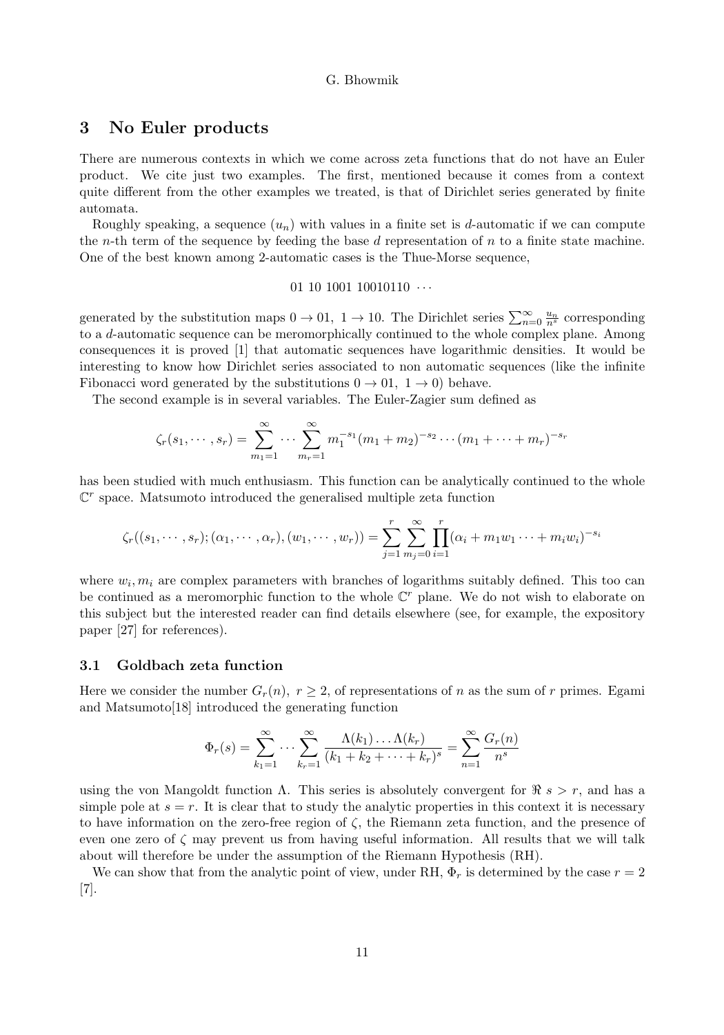## 3 No Euler products

There are numerous contexts in which we come across zeta functions that do not have an Euler product. We cite just two examples. The first, mentioned because it comes from a context quite different from the other examples we treated, is that of Dirichlet series generated by finite automata.

Roughly speaking, a sequence $(u_n)$ with values in a finite set is $d$-automatic if we can compute the $n$-th term of the sequence by feeding the base $d$ representation of $n$ to a finite state machine. One of the best known among 2-automatic cases is the Thue-Morse sequence,

$$01\ 10\ 1001\ 10010110\ \cdots$$

generated by the substitution maps $0 \to 01,\ 1 \to 10$. The Dirichlet series $\sum_{n=0}^{\infty} \frac{u_n}{n^s}$ corresponding to a $d$-automatic sequence can be meromorphically continued to the whole complex plane. Among consequences it is proved [1] that automatic sequences have logarithmic densities. It would be interesting to know how Dirichlet series associated to non automatic sequences (like the infinite Fibonacci word generated by the substitutions $0 \to 01,\ 1 \to 0$) behave.

The second example is in several variables. The Euler-Zagier sum defined as

$$\zeta_r(s_1, \cdots, s_r) = \sum_{m_1=1}^{\infty} \cdots \sum_{m_r=1}^{\infty} m_1^{-s_1}(m_1+m_2)^{-s_2} \cdots (m_1+\cdots+m_r)^{-s_r}$$

has been studied with much enthusiasm. This function can be analytically continued to the whole $\mathbb{C}^r$ space. Matsumoto introduced the generalised multiple zeta function

$$\zeta_r((s_1, \cdots, s_r); (\alpha_1, \cdots, \alpha_r), (w_1, \cdots, w_r)) = \sum_{j=1}^{r} \sum_{m_j=0}^{\infty} \prod_{i=1}^{r} (\alpha_i + m_1 w_1 \cdots + m_i w_i)^{-s_i}$$

where $w_i, m_i$ are complex parameters with branches of logarithms suitably defined. This too can be continued as a meromorphic function to the whole $\mathbb{C}^r$ plane. We do not wish to elaborate on this subject but the interested reader can find details elsewhere (see, for example, the expository paper [27] for references).

### 3.1 Goldbach zeta function

Here we consider the number $G_r(n),\ r \geq 2$, of representations of $n$ as the sum of $r$ primes. Egami and Matsumoto[18] introduced the generating function

$$\Phi_r(s) = \sum_{k_1=1}^{\infty} \cdots \sum_{k_r=1}^{\infty} \frac{\Lambda(k_1)\ldots\Lambda(k_r)}{(k_1+k_2+\cdots+k_r)^s} = \sum_{n=1}^{\infty} \frac{G_r(n)}{n^s}$$

using the von Mangoldt function $\Lambda$. This series is absolutely convergent for $\Re\ s > r$, and has a simple pole at $s = r$. It is clear that to study the analytic properties in this context it is necessary to have information on the zero-free region of $\zeta$, the Riemann zeta function, and the presence of even one zero of $\zeta$ may prevent us from having useful information. All results that we will talk about will therefore be under the assumption of the Riemann Hypothesis (RH).

We can show that from the analytic point of view, under RH, $\Phi_r$ is determined by the case $r = 2$ [7].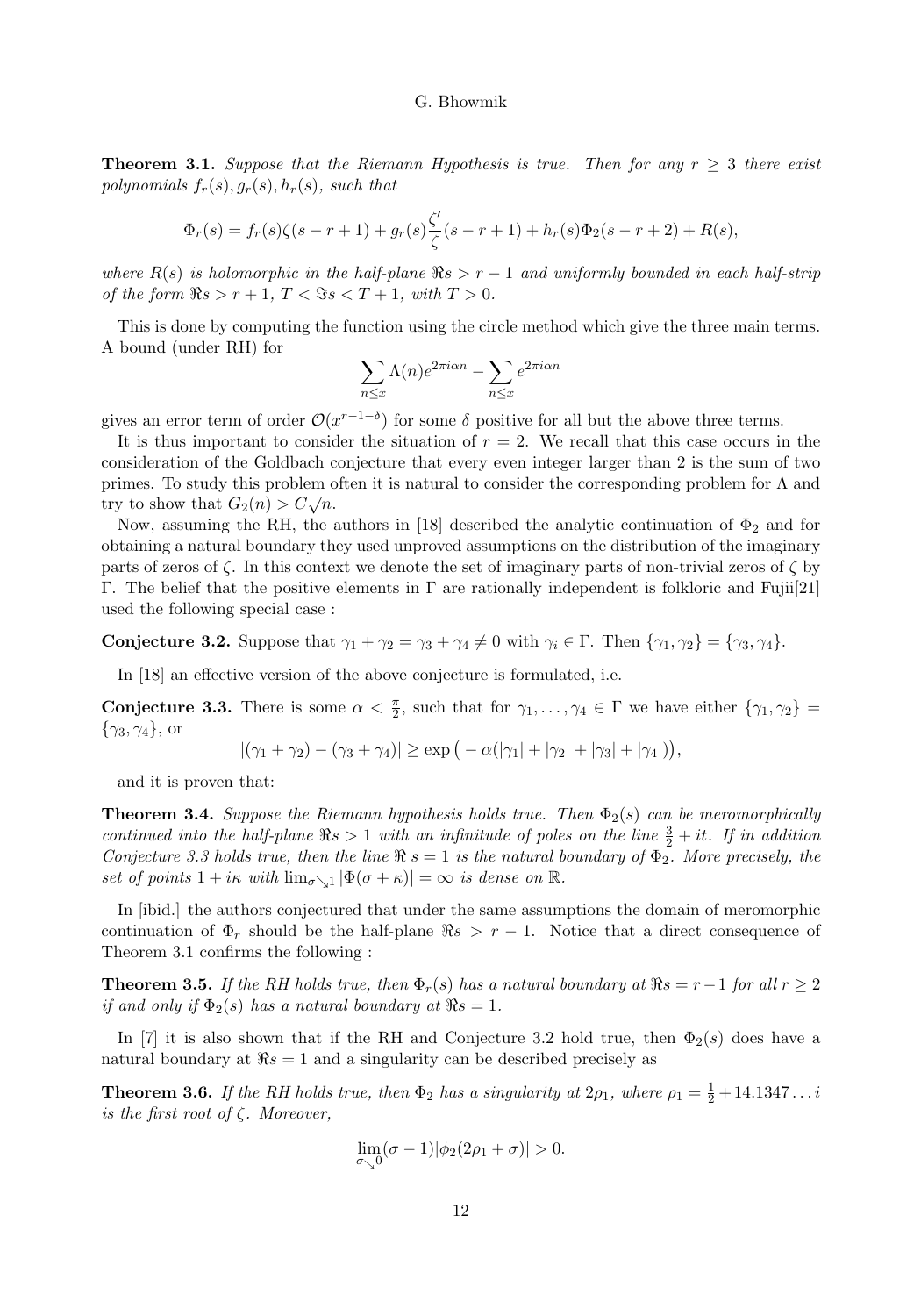**Theorem 3.1.** *Suppose that the Riemann Hypothesis is true. Then for any $r \geq 3$ there exist polynomials $f_r(s), g_r(s), h_r(s)$, such that*

$$\Phi_r(s) = f_r(s)\zeta(s-r+1) + g_r(s)\frac{\zeta'}{\zeta}(s-r+1) + h_r(s)\Phi_2(s-r+2) + R(s),$$

*where $R(s)$ is holomorphic in the half-plane $\Re s > r-1$ and uniformly bounded in each half-strip of the form $\Re s > r+1$, $T < \Im s < T+1$, with $T > 0$.*

This is done by computing the function using the circle method which give the three main terms. A bound (under RH) for

$$\sum_{n \leq x} \Lambda(n) e^{2\pi i \alpha n} - \sum_{n \leq x} e^{2\pi i \alpha n}$$

gives an error term of order $\mathcal{O}(x^{r-1-\delta})$ for some $\delta$ positive for all but the above three terms.

It is thus important to consider the situation of $r = 2$. We recall that this case occurs in the consideration of the Goldbach conjecture that every even integer larger than 2 is the sum of two primes. To study this problem often it is natural to consider the corresponding problem for $\Lambda$ and try to show that $G_2(n) > C\sqrt{n}$.

Now, assuming the RH, the authors in [18] described the analytic continuation of $\Phi_2$ and for obtaining a natural boundary they used unproved assumptions on the distribution of the imaginary parts of zeros of $\zeta$. In this context we denote the set of imaginary parts of non-trivial zeros of $\zeta$ by $\Gamma$. The belief that the positive elements in $\Gamma$ are rationally independent is folkloric and Fujii[21] used the following special case :

**Conjecture 3.2.** Suppose that $\gamma_1 + \gamma_2 = \gamma_3 + \gamma_4 \neq 0$ with $\gamma_i \in \Gamma$. Then $\{\gamma_1, \gamma_2\} = \{\gamma_3, \gamma_4\}$.

In [18] an effective version of the above conjecture is formulated, i.e.

**Conjecture 3.3.** There is some $\alpha < \frac{\pi}{2}$, such that for $\gamma_1, \ldots, \gamma_4 \in \Gamma$ we have either $\{\gamma_1, \gamma_2\} = \{\gamma_3, \gamma_4\}$, or

$$|(\gamma_1 + \gamma_2) - (\gamma_3 + \gamma_4)| \geq \exp\big(-\alpha(|\gamma_1| + |\gamma_2| + |\gamma_3| + |\gamma_4|)\big),$$

and it is proven that:

**Theorem 3.4.** *Suppose the Riemann hypothesis holds true. Then $\Phi_2(s)$ can be meromorphically continued into the half-plane $\Re s > 1$ with an infinitude of poles on the line $\frac{3}{2} + it$. If in addition Conjecture 3.3 holds true, then the line $\Re\, s = 1$ is the natural boundary of $\Phi_2$. More precisely, the set of points $1 + i\kappa$ with $\lim_{\sigma \searrow 1} |\Phi(\sigma + \kappa)| = \infty$ is dense on $\mathbb{R}$.*

In [ibid.] the authors conjectured that under the same assumptions the domain of meromorphic continuation of $\Phi_r$ should be the half-plane $\Re s > r-1$. Notice that a direct consequence of Theorem 3.1 confirms the following :

**Theorem 3.5.** *If the RH holds true, then $\Phi_r(s)$ has a natural boundary at $\Re s = r-1$ for all $r \geq 2$ if and only if $\Phi_2(s)$ has a natural boundary at $\Re s = 1$.*

In [7] it is also shown that if the RH and Conjecture 3.2 hold true, then $\Phi_2(s)$ does have a natural boundary at $\Re s = 1$ and a singularity can be described precisely as

**Theorem 3.6.** *If the RH holds true, then $\Phi_2$ has a singularity at $2\rho_1$, where $\rho_1 = \frac{1}{2} + 14.1347\ldots i$ is the first root of $\zeta$. Moreover,*

$$\lim_{\sigma \searrow 0} (\sigma - 1)|\phi_2(2\rho_1 + \sigma)| > 0.$$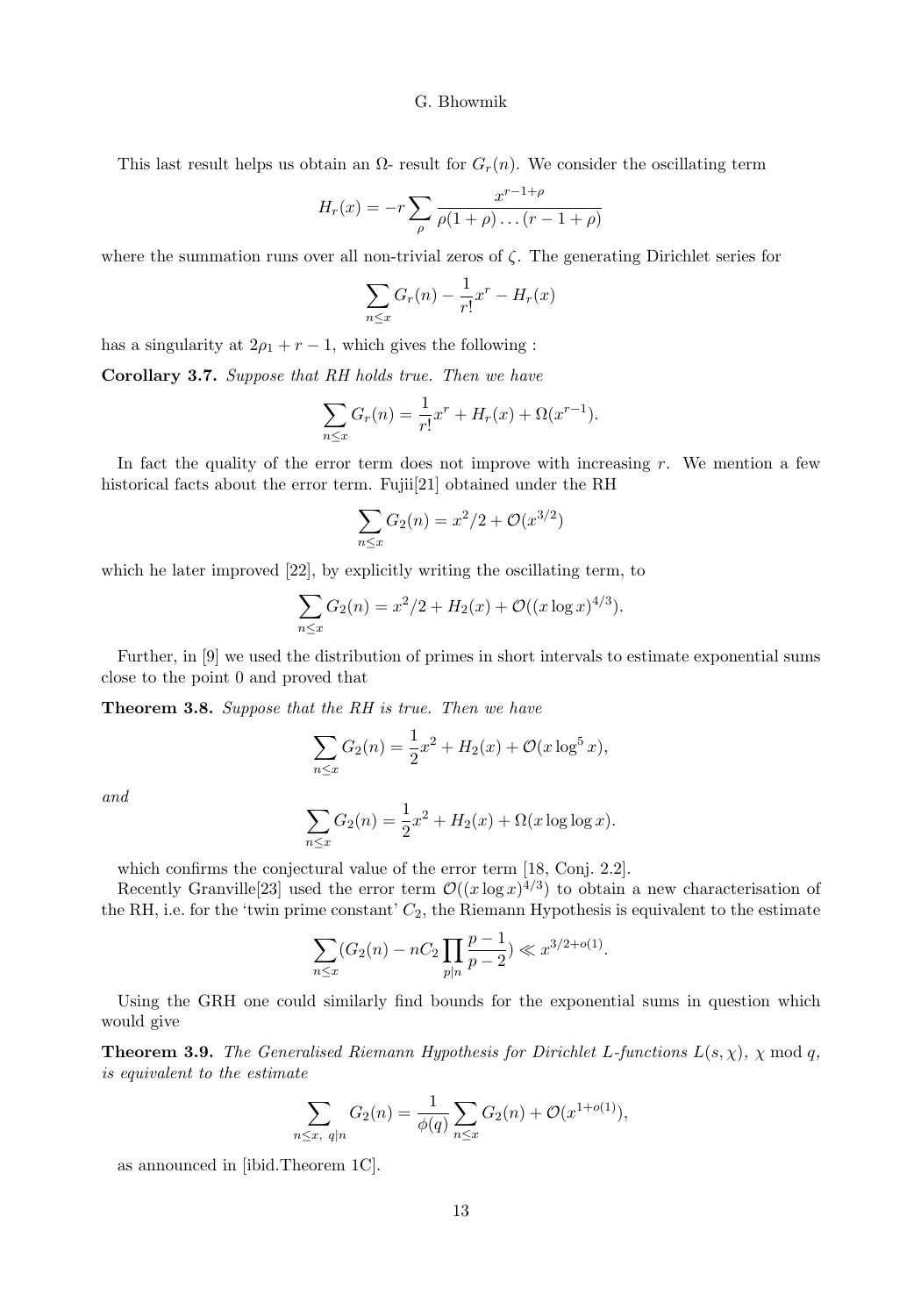This last result helps us obtain an $\Omega$- result for $G_r(n)$. We consider the oscillating term

$$H_r(x) = -r \sum_{\rho} \frac{x^{r-1+\rho}}{\rho(1+\rho)\dots(r-1+\rho)}$$

where the summation runs over all non-trivial zeros of $\zeta$. The generating Dirichlet series for

$$\sum_{n \leq x} G_r(n) - \frac{1}{r!}x^r - H_r(x)$$

has a singularity at $2\rho_1 + r - 1$, which gives the following :

**Corollary 3.7.** *Suppose that RH holds true. Then we have*

$$\sum_{n \leq x} G_r(n) = \frac{1}{r!}x^r + H_r(x) + \Omega(x^{r-1}).$$

In fact the quality of the error term does not improve with increasing $r$. We mention a few historical facts about the error term. Fujii[21] obtained under the RH

$$\sum_{n \leq x} G_2(n) = x^2/2 + \mathcal{O}(x^{3/2})$$

which he later improved [22], by explicitly writing the oscillating term, to

$$\sum_{n \leq x} G_2(n) = x^2/2 + H_2(x) + \mathcal{O}((x \log x)^{4/3}).$$

Further, in [9] we used the distribution of primes in short intervals to estimate exponential sums close to the point 0 and proved that

**Theorem 3.8.** *Suppose that the RH is true. Then we have*

$$\sum_{n \leq x} G_2(n) = \frac{1}{2}x^2 + H_2(x) + \mathcal{O}(x \log^5 x),$$

*and*

$$\sum_{n \leq x} G_2(n) = \frac{1}{2}x^2 + H_2(x) + \Omega(x \log \log x).$$

which confirms the conjectural value of the error term [18, Conj. 2.2].

Recently Granville[23] used the error term $\mathcal{O}((x \log x)^{4/3})$ to obtain a new characterisation of the RH, i.e. for the 'twin prime constant' $C_2$, the Riemann Hypothesis is equivalent to the estimate

$$\sum_{n \leq x} (G_2(n) - nC_2 \prod_{p|n} \frac{p-1}{p-2}) \ll x^{3/2+o(1)}.$$

Using the GRH one could similarly find bounds for the exponential sums in question which would give

**Theorem 3.9.** *The Generalised Riemann Hypothesis for Dirichlet L-functions $L(s, \chi)$, $\chi$ mod $q$, is equivalent to the estimate*

$$\sum_{n \leq x,\ q|n} G_2(n) = \frac{1}{\phi(q)} \sum_{n \leq x} G_2(n) + \mathcal{O}(x^{1+o(1)}),$$

as announced in [ibid.Theorem 1C].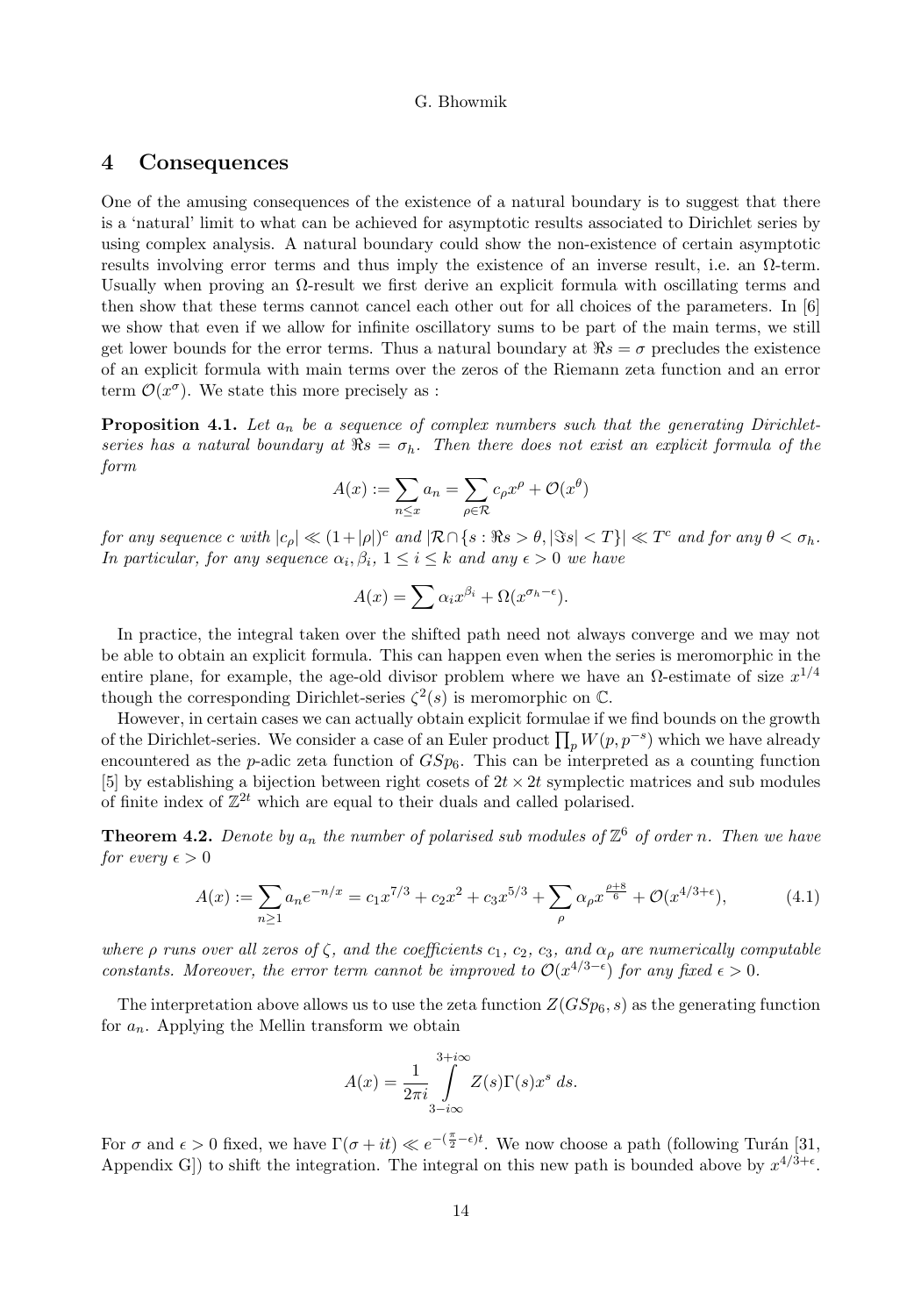## 4 Consequences

One of the amusing consequences of the existence of a natural boundary is to suggest that there is a 'natural' limit to what can be achieved for asymptotic results associated to Dirichlet series by using complex analysis. A natural boundary could show the non-existence of certain asymptotic results involving error terms and thus imply the existence of an inverse result, i.e. an $\Omega$-term. Usually when proving an $\Omega$-result we first derive an explicit formula with oscillating terms and then show that these terms cannot cancel each other out for all choices of the parameters. In [6] we show that even if we allow for infinite oscillatory sums to be part of the main terms, we still get lower bounds for the error terms. Thus a natural boundary at $\Re s = \sigma$ precludes the existence of an explicit formula with main terms over the zeros of the Riemann zeta function and an error term $\mathcal{O}(x^\sigma)$. We state this more precisely as :

**Proposition 4.1.** *Let $a_n$ be a sequence of complex numbers such that the generating Dirichlet-series has a natural boundary at $\Re s = \sigma_h$. Then there does not exist an explicit formula of the form*

$$A(x) := \sum_{n \leq x} a_n = \sum_{\rho \in \mathcal{R}} c_\rho x^\rho + \mathcal{O}(x^\theta)$$

*for any sequence $c$ with $|c_\rho| \ll (1+|\rho|)^c$ and $|\mathcal{R} \cap \{s : \Re s > \theta, |\Im s| < T\}| \ll T^c$ and for any $\theta < \sigma_h$. In particular, for any sequence $\alpha_i, \beta_i$, $1 \leq i \leq k$ and any $\epsilon > 0$ we have*

$$A(x) = \sum \alpha_i x^{\beta_i} + \Omega(x^{\sigma_h - \epsilon}).$$

In practice, the integral taken over the shifted path need not always converge and we may not be able to obtain an explicit formula. This can happen even when the series is meromorphic in the entire plane, for example, the age-old divisor problem where we have an $\Omega$-estimate of size $x^{1/4}$ though the corresponding Dirichlet-series $\zeta^2(s)$ is meromorphic on $\mathbb{C}$.

However, in certain cases we can actually obtain explicit formulae if we find bounds on the growth of the Dirichlet-series. We consider a case of an Euler product $\prod_p W(p, p^{-s})$ which we have already encountered as the $p$-adic zeta function of $GSp_6$. This can be interpreted as a counting function [5] by establishing a bijection between right cosets of $2t \times 2t$ symplectic matrices and sub modules of finite index of $\mathbb{Z}^{2t}$ which are equal to their duals and called polarised.

**Theorem 4.2.** *Denote by $a_n$ the number of polarised sub modules of $\mathbb{Z}^6$ of order $n$. Then we have for every $\epsilon > 0$*

$$A(x) := \sum_{n \geq 1} a_n e^{-n/x} = c_1 x^{7/3} + c_2 x^2 + c_3 x^{5/3} + \sum_\rho \alpha_\rho x^{\frac{\rho+8}{6}} + \mathcal{O}(x^{4/3+\epsilon}), \tag{4.1}$$

*where $\rho$ runs over all zeros of $\zeta$, and the coefficients $c_1$, $c_2$, $c_3$, and $\alpha_\rho$ are numerically computable constants. Moreover, the error term cannot be improved to $\mathcal{O}(x^{4/3-\epsilon})$ for any fixed $\epsilon > 0$.*

The interpretation above allows us to use the zeta function $Z(GSp_6, s)$ as the generating function for $a_n$. Applying the Mellin transform we obtain

$$A(x) = \frac{1}{2\pi i} \int_{3-i\infty}^{3+i\infty} Z(s)\Gamma(s) x^s \, ds.$$

For $\sigma$ and $\epsilon > 0$ fixed, we have $\Gamma(\sigma + it) \ll e^{-(\frac{\pi}{2} - \epsilon)t}$. We now choose a path (following Turán [31, Appendix G]) to shift the integration. The integral on this new path is bounded above by $x^{4/3+\epsilon}$.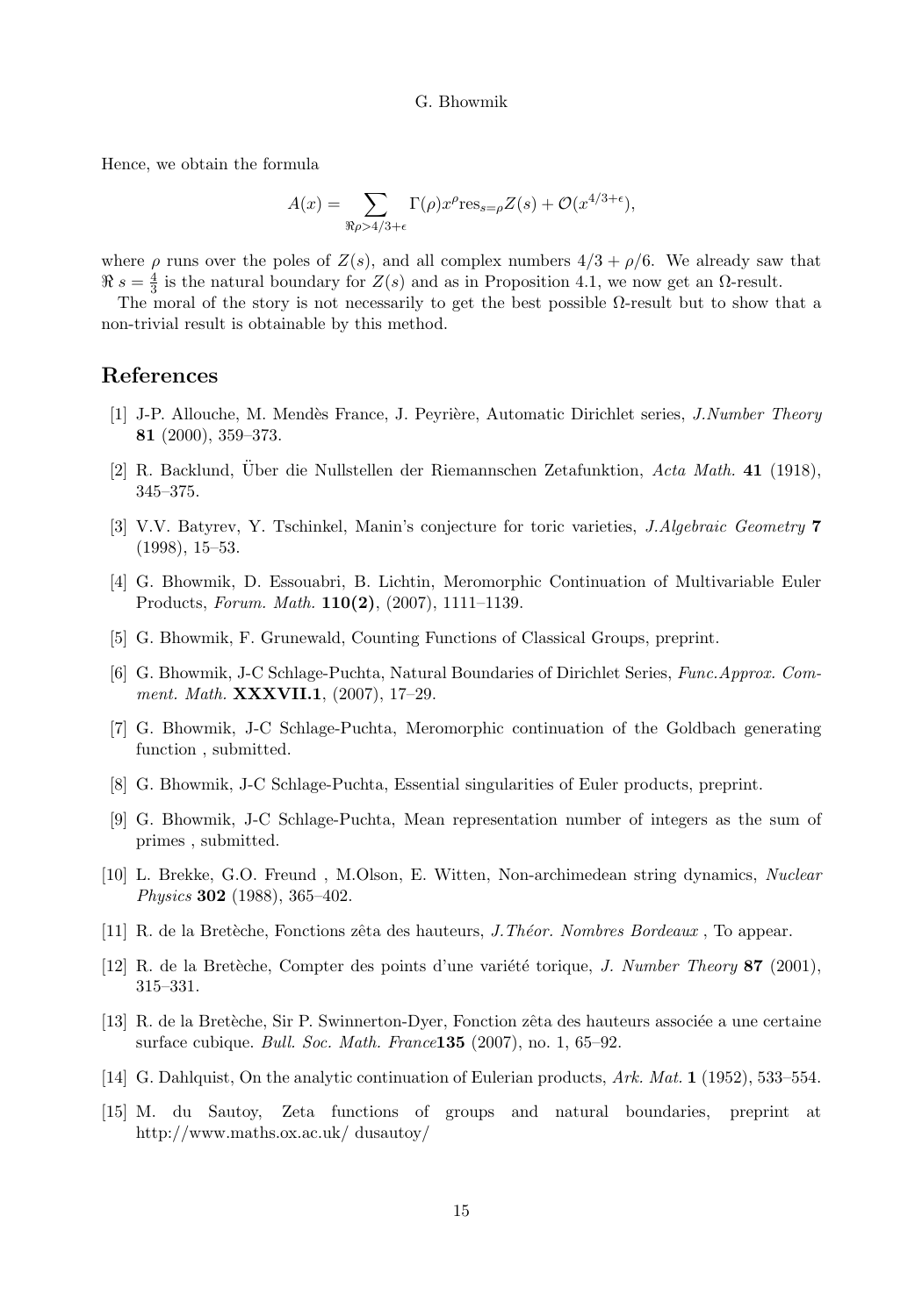Hence, we obtain the formula

$$A(x) = \sum_{\Re\rho > 4/3+\epsilon} \Gamma(\rho) x^\rho \text{res}_{s=\rho} Z(s) + \mathcal{O}(x^{4/3+\epsilon}),$$

where $\rho$ runs over the poles of $Z(s)$, and all complex numbers $4/3 + \rho/6$. We already saw that $\Re\, s = \frac{4}{3}$ is the natural boundary for $Z(s)$ and as in Proposition 4.1, we now get an $\Omega$-result.

The moral of the story is not necessarily to get the best possible $\Omega$-result but to show that a non-trivial result is obtainable by this method.

## References

[1] J-P. Allouche, M. Mendès France, J. Peyrière, Automatic Dirichlet series, *J.Number Theory* **81** (2000), 359–373.

[2] R. Backlund, Über die Nullstellen der Riemannschen Zetafunktion, *Acta Math.* **41** (1918), 345–375.

[3] V.V. Batyrev, Y. Tschinkel, Manin's conjecture for toric varieties, *J.Algebraic Geometry* **7** (1998), 15–53.

[4] G. Bhowmik, D. Essouabri, B. Lichtin, Meromorphic Continuation of Multivariable Euler Products, *Forum. Math.* **110(2)**, (2007), 1111–1139.

[5] G. Bhowmik, F. Grunewald, Counting Functions of Classical Groups, preprint.

[6] G. Bhowmik, J-C Schlage-Puchta, Natural Boundaries of Dirichlet Series, *Func.Approx. Comment. Math.* **XXXVII.1**, (2007), 17–29.

[7] G. Bhowmik, J-C Schlage-Puchta, Meromorphic continuation of the Goldbach generating function , submitted.

[8] G. Bhowmik, J-C Schlage-Puchta, Essential singularities of Euler products, preprint.

[9] G. Bhowmik, J-C Schlage-Puchta, Mean representation number of integers as the sum of primes , submitted.

[10] L. Brekke, G.O. Freund , M.Olson, E. Witten, Non-archimedean string dynamics, *Nuclear Physics* **302** (1988), 365–402.

[11] R. de la Bretèche, Fonctions zêta des hauteurs, *J.Théor. Nombres Bordeaux* , To appear.

[12] R. de la Bretèche, Compter des points d'une variété torique, *J. Number Theory* **87** (2001), 315–331.

[13] R. de la Bretèche, Sir P. Swinnerton-Dyer, Fonction zêta des hauteurs associée a une certaine surface cubique. *Bull. Soc. Math. France***135** (2007), no. 1, 65–92.

[14] G. Dahlquist, On the analytic continuation of Eulerian products, *Ark. Mat.* **1** (1952), 533–554.

[15] M. du Sautoy, Zeta functions of groups and natural boundaries, preprint at http://www.maths.ox.ac.uk/ dusautoy/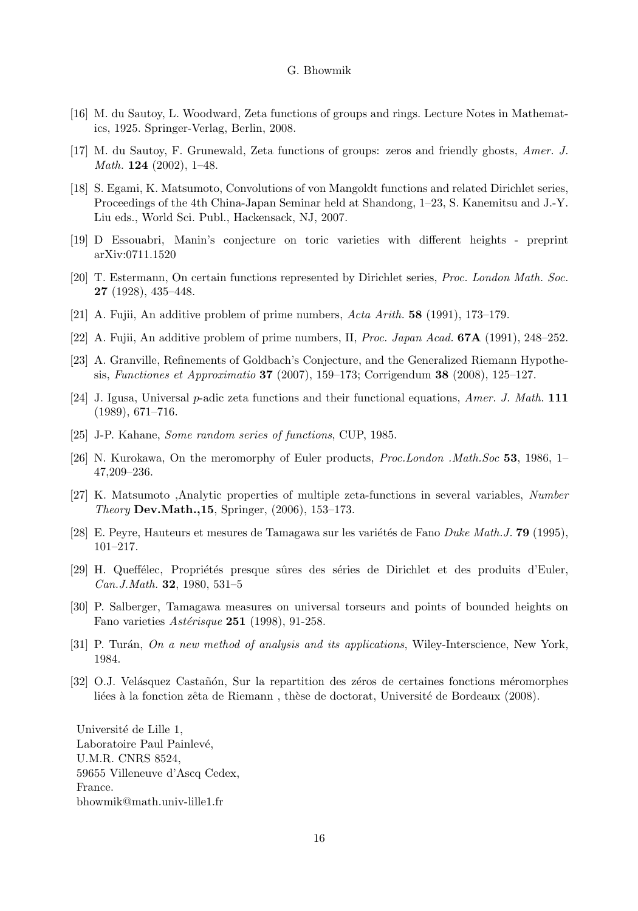[16] M. du Sautoy, L. Woodward, Zeta functions of groups and rings. Lecture Notes in Mathematics, 1925. Springer-Verlag, Berlin, 2008.

[17] M. du Sautoy, F. Grunewald, Zeta functions of groups: zeros and friendly ghosts, *Amer. J. Math.* **124** (2002), 1–48.

[18] S. Egami, K. Matsumoto, Convolutions of von Mangoldt functions and related Dirichlet series, Proceedings of the 4th China-Japan Seminar held at Shandong, 1–23, S. Kanemitsu and J.-Y. Liu eds., World Sci. Publ., Hackensack, NJ, 2007.

[19] D Essouabri, Manin's conjecture on toric varieties with different heights - preprint arXiv:0711.1520

[20] T. Estermann, On certain functions represented by Dirichlet series, *Proc. London Math. Soc.* **27** (1928), 435–448.

[21] A. Fujii, An additive problem of prime numbers, *Acta Arith.* **58** (1991), 173–179.

[22] A. Fujii, An additive problem of prime numbers, II, *Proc. Japan Acad.* **67A** (1991), 248–252.

[23] A. Granville, Refinements of Goldbach's Conjecture, and the Generalized Riemann Hypothesis, *Functiones et Approximatio* **37** (2007), 159–173; Corrigendum **38** (2008), 125–127.

[24] J. Igusa, Universal $p$-adic zeta functions and their functional equations, *Amer. J. Math.* **111** (1989), 671–716.

[25] J-P. Kahane, *Some random series of functions*, CUP, 1985.

[26] N. Kurokawa, On the meromorphy of Euler products, *Proc.London .Math.Soc* **53**, 1986, 1–47,209–236.

[27] K. Matsumoto ,Analytic properties of multiple zeta-functions in several variables, *Number Theory* **Dev.Math.,15**, Springer, (2006), 153–173.

[28] E. Peyre, Hauteurs et mesures de Tamagawa sur les variétés de Fano *Duke Math.J.* **79** (1995), 101–217.

[29] H. Queffélec, Propriétés presque sûres des séries de Dirichlet et des produits d'Euler, *Can.J.Math.* **32**, 1980, 531–5

[30] P. Salberger, Tamagawa measures on universal torseurs and points of bounded heights on Fano varieties *Astérisque* **251** (1998), 91-258.

[31] P. Turán, *On a new method of analysis and its applications*, Wiley-Interscience, New York, 1984.

[32] O.J. Velásquez Castañón, Sur la repartition des zéros de certaines fonctions méromorphes liées à la fonction zêta de Riemann , thèse de doctorat, Université de Bordeaux (2008).

Université de Lille 1,
Laboratoire Paul Painlevé,
U.M.R. CNRS 8524,
59655 Villeneuve d'Ascq Cedex,
France.
bhowmik@math.univ-lille1.fr